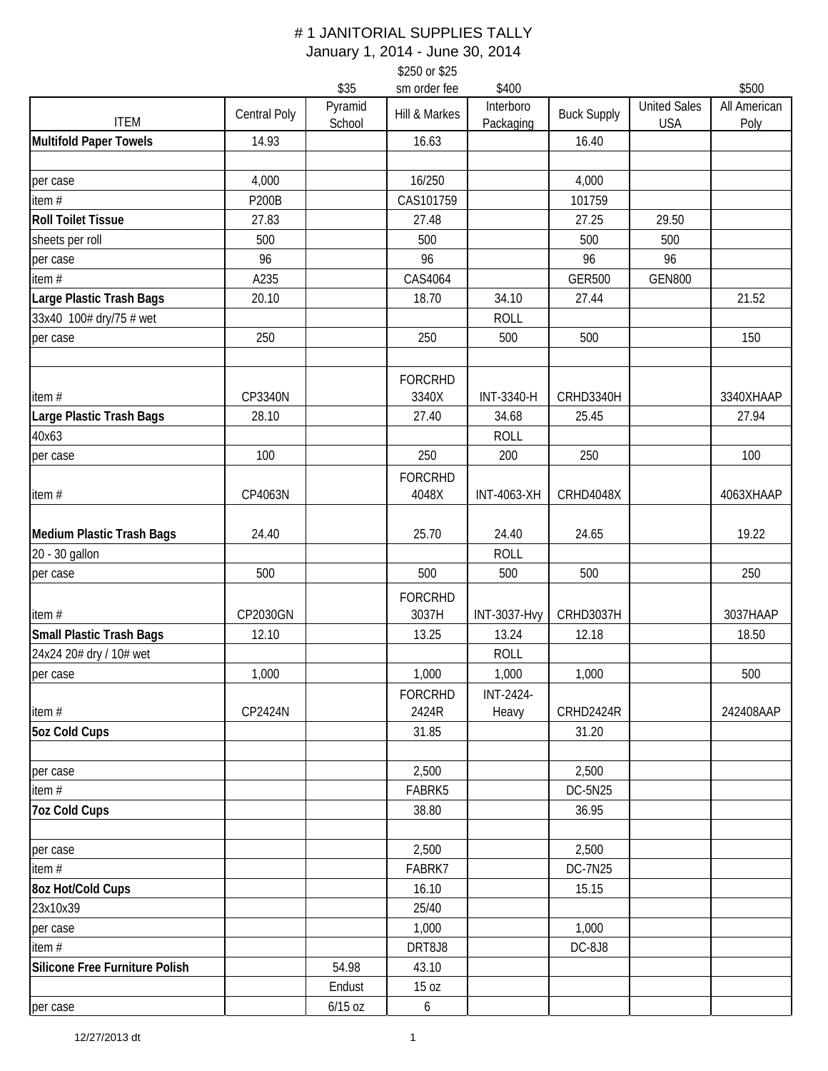# # 1 JANITORIAL SUPPLIES TALLY

January 1, 2014 - June 30, 2014

| | | $35 | $250 or $25 sm order fee | $400 | | | $500 |
|---|---|---|---|---|---|---|---|
| ITEM | Central Poly | Pyramid School | Hill & Markes | Interboro Packaging | Buck Supply | United Sales USA | All American Poly |
| **Multifold Paper Towels** | 14.93 | | 16.63 | | 16.40 | | |
| | | | | | | | |
| per case | 4,000 | | 16/250 | | 4,000 | | |
| item # | P200B | | CAS101759 | | 101759 | | |
| **Roll Toilet Tissue** | 27.83 | | 27.48 | | 27.25 | 29.50 | |
| sheets per roll | 500 | | 500 | | 500 | 500 | |
| per case | 96 | | 96 | | 96 | 96 | |
| item # | A235 | | CAS4064 | | GER500 | GEN800 | |
| **Large Plastic Trash Bags** | 20.10 | | 18.70 | 34.10 | 27.44 | | 21.52 |
| 33x40 100# dry/75 # wet | | | | ROLL | | | |
| per case | 250 | | 250 | 500 | 500 | | 150 |
| | | | | | | | |
| item # | CP3340N | | FORCRHD 3340X | INT-3340-H | CRHD3340H | | 3340XHAAP |
| **Large Plastic Trash Bags** | 28.10 | | 27.40 | 34.68 | 25.45 | | 27.94 |
| 40x63 | | | | ROLL | | | |
| per case | 100 | | 250 | 200 | 250 | | 100 |
| item # | CP4063N | | FORCRHD 4048X | INT-4063-XH | CRHD4048X | | 4063XHAAP |
| **Medium Plastic Trash Bags** | 24.40 | | 25.70 | 24.40 | 24.65 | | 19.22 |
| 20 - 30 gallon | | | | ROLL | | | |
| per case | 500 | | 500 | 500 | 500 | | 250 |
| item # | CP2030GN | | FORCRHD 3037H | INT-3037-Hvy | CRHD3037H | | 3037HAAP |
| **Small Plastic Trash Bags** | 12.10 | | 13.25 | 13.24 | 12.18 | | 18.50 |
| 24x24 20# dry / 10# wet | | | | ROLL | | | |
| per case | 1,000 | | 1,000 | 1,000 | 1,000 | | 500 |
| item # | CP2424N | | FORCRHD 2424R | INT-2424-Heavy | CRHD2424R | | 242408AAP |
| **5oz Cold Cups** | | | 31.85 | | 31.20 | | |
| | | | | | | | |
| per case | | | 2,500 | | 2,500 | | |
| item # | | | FABRK5 | | DC-5N25 | | |
| **7oz Cold Cups** | | | 38.80 | | 36.95 | | |
| | | | | | | | |
| per case | | | 2,500 | | 2,500 | | |
| item # | | | FABRK7 | | DC-7N25 | | |
| **8oz Hot/Cold Cups** | | | 16.10 | | 15.15 | | |
| 23x10x39 | | | 25/40 | | | | |
| per case | | | 1,000 | | 1,000 | | |
| item # | | | DRT8J8 | | DC-8J8 | | |
| **Silicone Free Furniture Polish** | | 54.98 | 43.10 | | | | |
| | | Endust | 15 oz | | | | |
| per case | | 6/15 oz | 6 | | | | |

12/27/2013 dt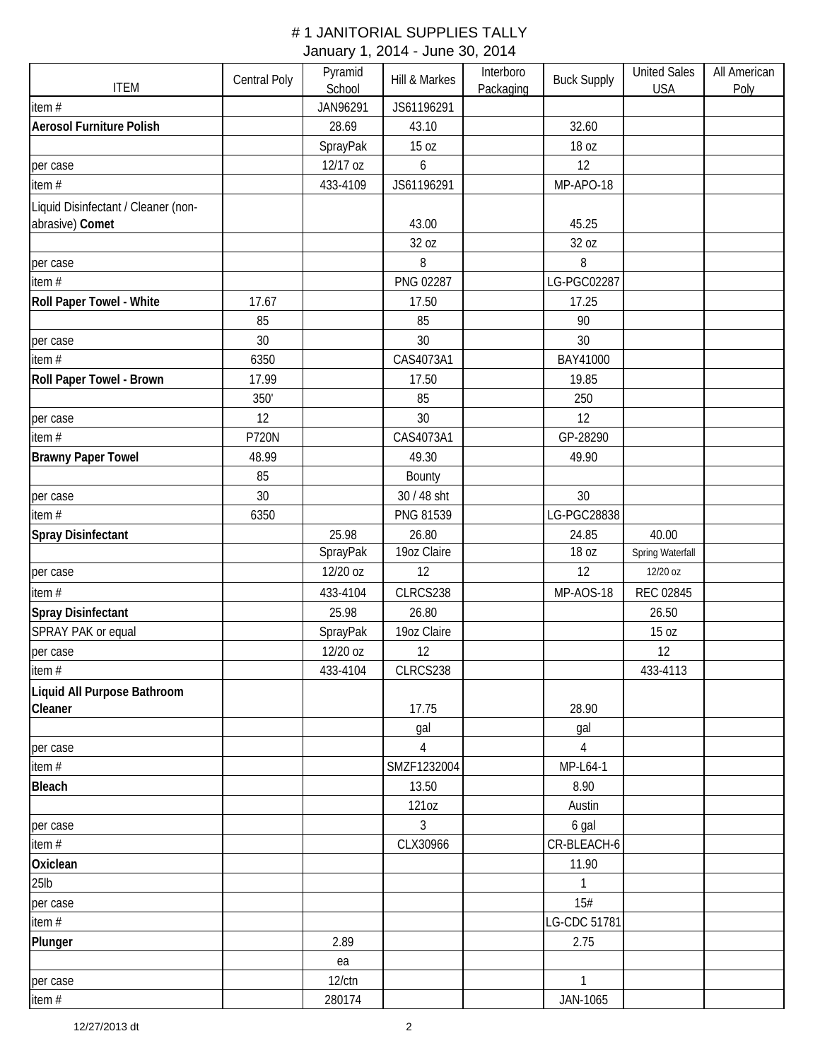# # 1 JANITORIAL SUPPLIES TALLY

January 1, 2014 - June 30, 2014

| ITEM | Central Poly | Pyramid School | Hill & Markes | Interboro Packaging | Buck Supply | United Sales USA | All American Poly |
|---|---|---|---|---|---|---|---|
| item # | | JAN96291 | JS61196291 | | | | |
| **Aerosol Furniture Polish** | | 28.69 | 43.10 | | 32.60 | | |
| | | SprayPak | 15 oz | | 18 oz | | |
| per case | | 12/17 oz | 6 | | 12 | | |
| item # | | 433-4109 | JS61196291 | | MP-APO-18 | | |
| Liquid Disinfectant / Cleaner (non-abrasive) **Comet** | | | 43.00 | | 45.25 | | |
| | | | 32 oz | | 32 oz | | |
| per case | | | 8 | | 8 | | |
| item # | | | PNG 02287 | | LG-PGC02287 | | |
| **Roll Paper Towel - White** | 17.67 | | 17.50 | | 17.25 | | |
| | 85 | | 85 | | 90 | | |
| per case | 30 | | 30 | | 30 | | |
| item # | 6350 | | CAS4073A1 | | BAY41000 | | |
| **Roll Paper Towel - Brown** | 17.99 | | 17.50 | | 19.85 | | |
| | 350' | | 85 | | 250 | | |
| per case | 12 | | 30 | | 12 | | |
| item # | P720N | | CAS4073A1 | | GP-28290 | | |
| **Brawny Paper Towel** | 48.99 | | 49.30 | | 49.90 | | |
| | 85 | | Bounty | | | | |
| per case | 30 | | 30 / 48 sht | | 30 | | |
| item # | 6350 | | PNG 81539 | | LG-PGC28838 | | |
| **Spray Disinfectant** | | 25.98 | 26.80 | | 24.85 | 40.00 | |
| | | SprayPak | 19oz Claire | | 18 oz | Spring Waterfall | |
| per case | | 12/20 oz | 12 | | 12 | 12/20 oz | |
| item # | | 433-4104 | CLRCS238 | | MP-AOS-18 | REC 02845 | |
| **Spray Disinfectant** | | 25.98 | 26.80 | | | 26.50 | |
| SPRAY PAK or equal | | SprayPak | 19oz Claire | | | 15 oz | |
| per case | | 12/20 oz | 12 | | | 12 | |
| item # | | 433-4104 | CLRCS238 | | | 433-4113 | |
| **Liquid All Purpose Bathroom Cleaner** | | | 17.75 | | 28.90 | | |
| | | | gal | | gal | | |
| per case | | | 4 | | 4 | | |
| item # | | | SMZF1232004 | | MP-L64-1 | | |
| **Bleach** | | | 13.50 | | 8.90 | | |
| | | | 121oz | | Austin | | |
| per case | | | 3 | | 6 gal | | |
| item # | | | CLX30966 | | CR-BLEACH-6 | | |
| **Oxiclean** | | | | | 11.90 | | |
| 25lb | | | | | 1 | | |
| per case | | | | | 15# | | |
| item # | | | | | LG-CDC 51781 | | |
| **Plunger** | | 2.89 | | | 2.75 | | |
| | | ea | | | | | |
| per case | | 12/ctn | | | 1 | | |
| item # | | 280174 | | | JAN-1065 | | |

12/27/2013 dt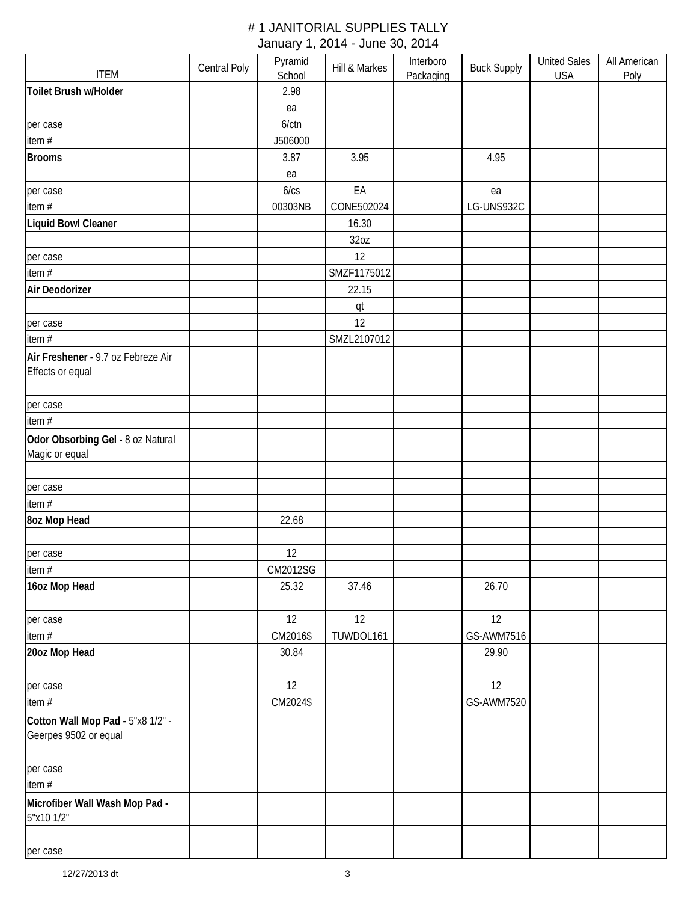# # 1 JANITORIAL SUPPLIES TALLY

January 1, 2014 - June 30, 2014

| ITEM | Central Poly | Pyramid School | Hill & Markes | Interboro Packaging | Buck Supply | United Sales USA | All American Poly |
|---|---|---|---|---|---|---|---|
| **Toilet Brush w/Holder** | | 2.98 | | | | | |
| | | ea | | | | | |
| per case | | 6/ctn | | | | | |
| item # | | J506000 | | | | | |
| **Brooms** | | 3.87 | 3.95 | | 4.95 | | |
| | | ea | | | | | |
| per case | | 6/cs | EA | | ea | | |
| item # | | 00303NB | CONE502024 | | LG-UNS932C | | |
| **Liquid Bowl Cleaner** | | | 16.30 | | | | |
| | | | 32oz | | | | |
| per case | | | 12 | | | | |
| item # | | | SMZF1175012 | | | | |
| **Air Deodorizer** | | | 22.15 | | | | |
| | | | qt | | | | |
| per case | | | 12 | | | | |
| item # | | | SMZL2107012 | | | | |
| **Air Freshener -** 9.7 oz Febreze Air Effects or equal | | | | | | | |
| | | | | | | | |
| per case | | | | | | | |
| item # | | | | | | | |
| **Odor Absorbing Gel -** 8 oz Natural Magic or equal | | | | | | | |
| | | | | | | | |
| per case | | | | | | | |
| item # | | | | | | | |
| **8oz Mop Head** | | 22.68 | | | | | |
| | | | | | | | |
| per case | | 12 | | | | | |
| item # | | CM2012SG | | | | | |
| **16oz Mop Head** | | 25.32 | 37.46 | | 26.70 | | |
| | | | | | | | |
| per case | | 12 | 12 | | 12 | | |
| item # | | CM2016$ | TUWDOL161 | | GS-AWM7516 | | |
| **20oz Mop Head** | | 30.84 | | | 29.90 | | |
| | | | | | | | |
| per case | | 12 | | | 12 | | |
| item # | | CM2024$ | | | GS-AWM7520 | | |
| **Cotton Wall Mop Pad -** 5"x8 1/2" - Geerpes 9502 or equal | | | | | | | |
| | | | | | | | |
| per case | | | | | | | |
| item # | | | | | | | |
| **Microfiber Wall Wash Mop Pad -** 5"x10 1/2" | | | | | | | |
| | | | | | | | |
| per case | | | | | | | |

12/27/2013 dt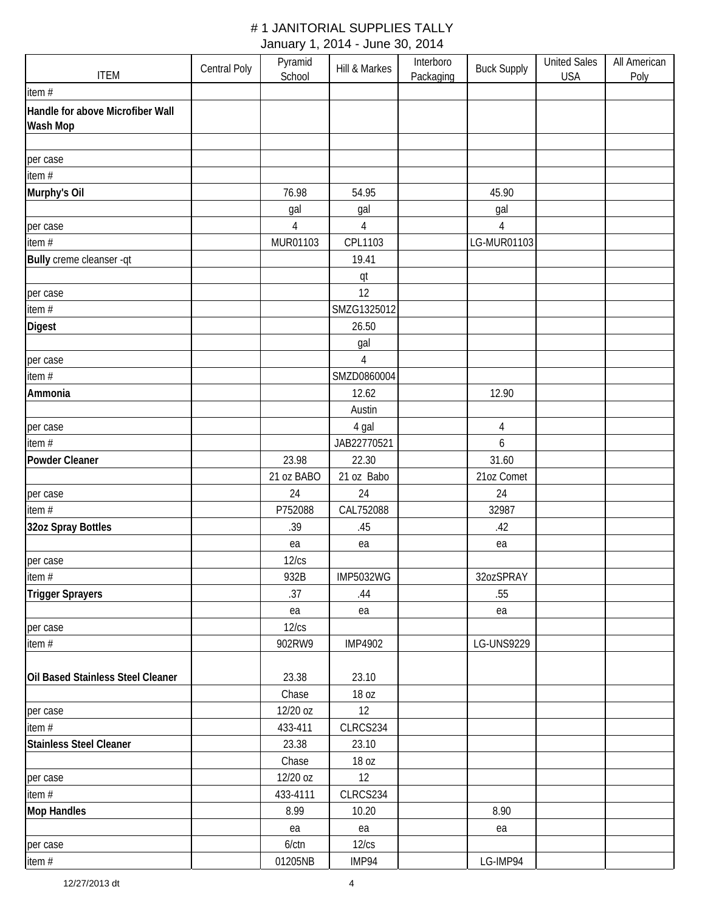# # 1 JANITORIAL SUPPLIES TALLY

January 1, 2014 - June 30, 2014

| ITEM | Central Poly | Pyramid School | Hill & Markes | Interboro Packaging | Buck Supply | United Sales USA | All American Poly |
|---|---|---|---|---|---|---|---|
| item # | | | | | | | |
| **Handle for above Microfiber Wall Wash Mop** | | | | | | | |
| | | | | | | | |
| per case | | | | | | | |
| item # | | | | | | | |
| **Murphy's Oil** | | 76.98 | 54.95 | | 45.90 | | |
| | | gal | gal | | gal | | |
| per case | | 4 | 4 | | 4 | | |
| item # | | MUR01103 | CPL1103 | | LG-MUR01103 | | |
| **Bully** creme cleanser -qt | | | 19.41 | | | | |
| | | | qt | | | | |
| per case | | | 12 | | | | |
| item # | | | SMZG1325012 | | | | |
| **Digest** | | | 26.50 | | | | |
| | | | gal | | | | |
| per case | | | 4 | | | | |
| item # | | | SMZD0860004 | | | | |
| **Ammonia** | | | 12.62 | | 12.90 | | |
| | | | Austin | | | | |
| per case | | | 4 gal | | 4 | | |
| item # | | | JAB22770521 | | 6 | | |
| **Powder Cleaner** | | 23.98 | 22.30 | | 31.60 | | |
| | | 21 oz BABO | 21 oz Babo | | 21oz Comet | | |
| per case | | 24 | 24 | | 24 | | |
| item # | | P752088 | CAL752088 | | 32987 | | |
| **32oz Spray Bottles** | | .39 | .45 | | .42 | | |
| | | ea | ea | | ea | | |
| per case | | 12/cs | | | | | |
| item # | | 932B | IMP5032WG | | 32ozSPRAY | | |
| **Trigger Sprayers** | | .37 | .44 | | .55 | | |
| | | ea | ea | | ea | | |
| per case | | 12/cs | | | | | |
| item # | | 902RW9 | IMP4902 | | LG-UNS9229 | | |
| **Oil Based Stainless Steel Cleaner** | | 23.38 | 23.10 | | | | |
| | | Chase | 18 oz | | | | |
| per case | | 12/20 oz | 12 | | | | |
| item # | | 433-411 | CLRCS234 | | | | |
| **Stainless Steel Cleaner** | | 23.38 | 23.10 | | | | |
| | | Chase | 18 oz | | | | |
| per case | | 12/20 oz | 12 | | | | |
| item # | | 433-4111 | CLRCS234 | | | | |
| **Mop Handles** | | 8.99 | 10.20 | | 8.90 | | |
| | | ea | ea | | ea | | |
| per case | | 6/ctn | 12/cs | | | | |
| item # | | 01205NB | IMP94 | | LG-IMP94 | | |

12/27/2013 dt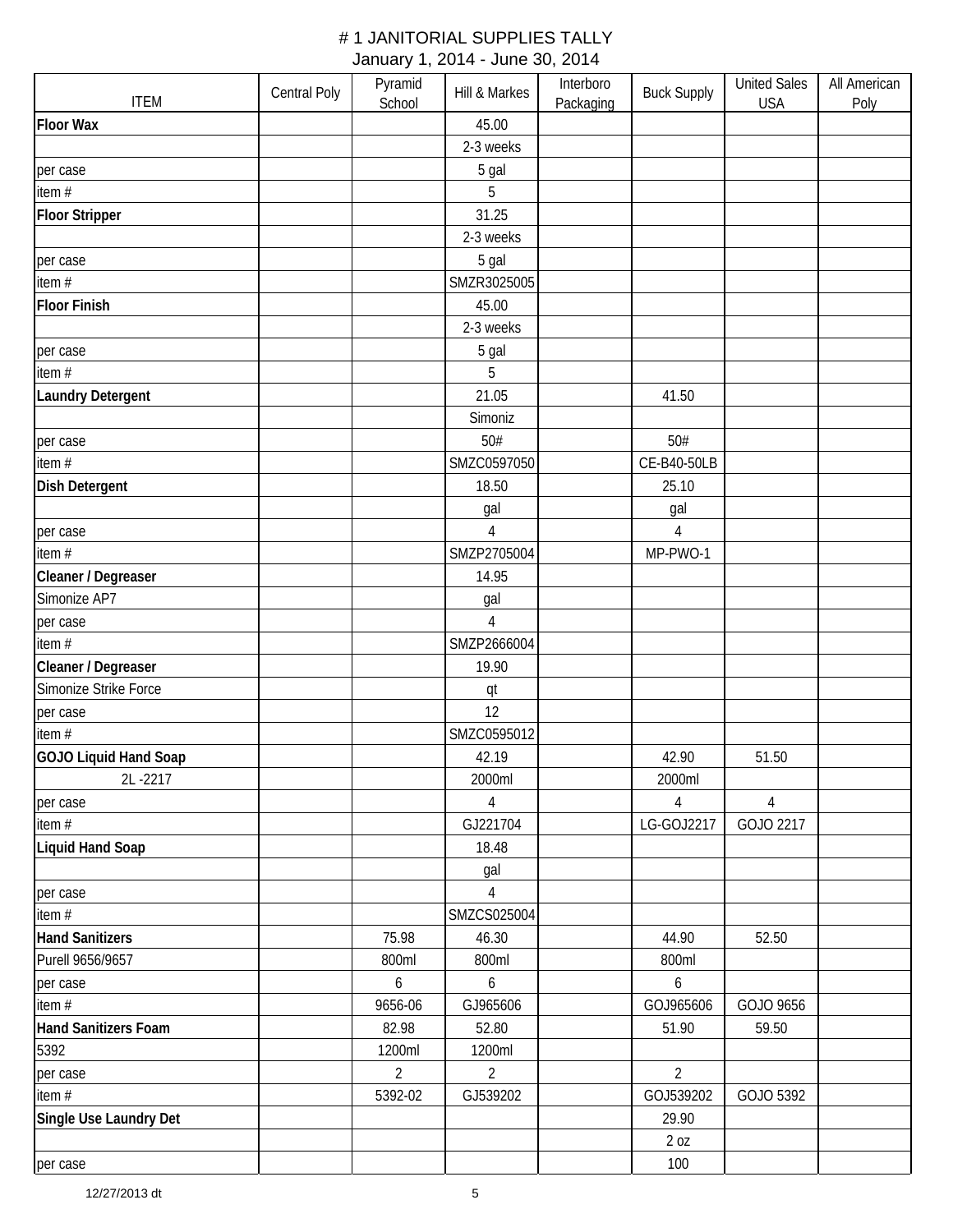# # 1 JANITORIAL SUPPLIES TALLY

January 1, 2014 - June 30, 2014

| ITEM | Central Poly | Pyramid School | Hill & Markes | Interboro Packaging | Buck Supply | United Sales USA | All American Poly |
|---|---|---|---|---|---|---|---|
| **Floor Wax** | | | 45.00 | | | | |
| | | | 2-3 weeks | | | | |
| per case | | | 5 gal | | | | |
| item # | | | 5 | | | | |
| **Floor Stripper** | | | 31.25 | | | | |
| | | | 2-3 weeks | | | | |
| per case | | | 5 gal | | | | |
| item # | | | SMZR3025005 | | | | |
| **Floor Finish** | | | 45.00 | | | | |
| | | | 2-3 weeks | | | | |
| per case | | | 5 gal | | | | |
| item # | | | 5 | | | | |
| **Laundry Detergent** | | | 21.05 | | 41.50 | | |
| | | | Simoniz | | | | |
| per case | | | 50# | | 50# | | |
| item # | | | SMZC0597050 | | CE-B40-50LB | | |
| **Dish Detergent** | | | 18.50 | | 25.10 | | |
| | | | gal | | gal | | |
| per case | | | 4 | | 4 | | |
| item # | | | SMZP2705004 | | MP-PWO-1 | | |
| **Cleaner / Degreaser** | | | 14.95 | | | | |
| Simonize AP7 | | | gal | | | | |
| per case | | | 4 | | | | |
| item # | | | SMZP2666004 | | | | |
| **Cleaner / Degreaser** | | | 19.90 | | | | |
| Simonize Strike Force | | | qt | | | | |
| per case | | | 12 | | | | |
| item # | | | SMZC0595012 | | | | |
| **GOJO Liquid Hand Soap** | | | 42.19 | | 42.90 | 51.50 | |
| 2L -2217 | | | 2000ml | | 2000ml | | |
| per case | | | 4 | | 4 | 4 | |
| item # | | | GJ221704 | | LG-GOJ2217 | GOJO 2217 | |
| **Liquid Hand Soap** | | | 18.48 | | | | |
| | | | gal | | | | |
| per case | | | 4 | | | | |
| item # | | | SMZCS025004 | | | | |
| **Hand Sanitizers** | | 75.98 | 46.30 | | 44.90 | 52.50 | |
| Purell 9656/9657 | | 800ml | 800ml | | 800ml | | |
| per case | | 6 | 6 | | 6 | | |
| item # | | 9656-06 | GJ965606 | | GOJ965606 | GOJO 9656 | |
| **Hand Sanitizers Foam** | | 82.98 | 52.80 | | 51.90 | 59.50 | |
| 5392 | | 1200ml | 1200ml | | | | |
| per case | | 2 | 2 | | 2 | | |
| item # | | 5392-02 | GJ539202 | | GOJ539202 | GOJO 5392 | |
| **Single Use Laundry Det** | | | | | 29.90 | | |
| | | | | | 2 oz | | |
| per case | | | | | 100 | | |

12/27/2013 dt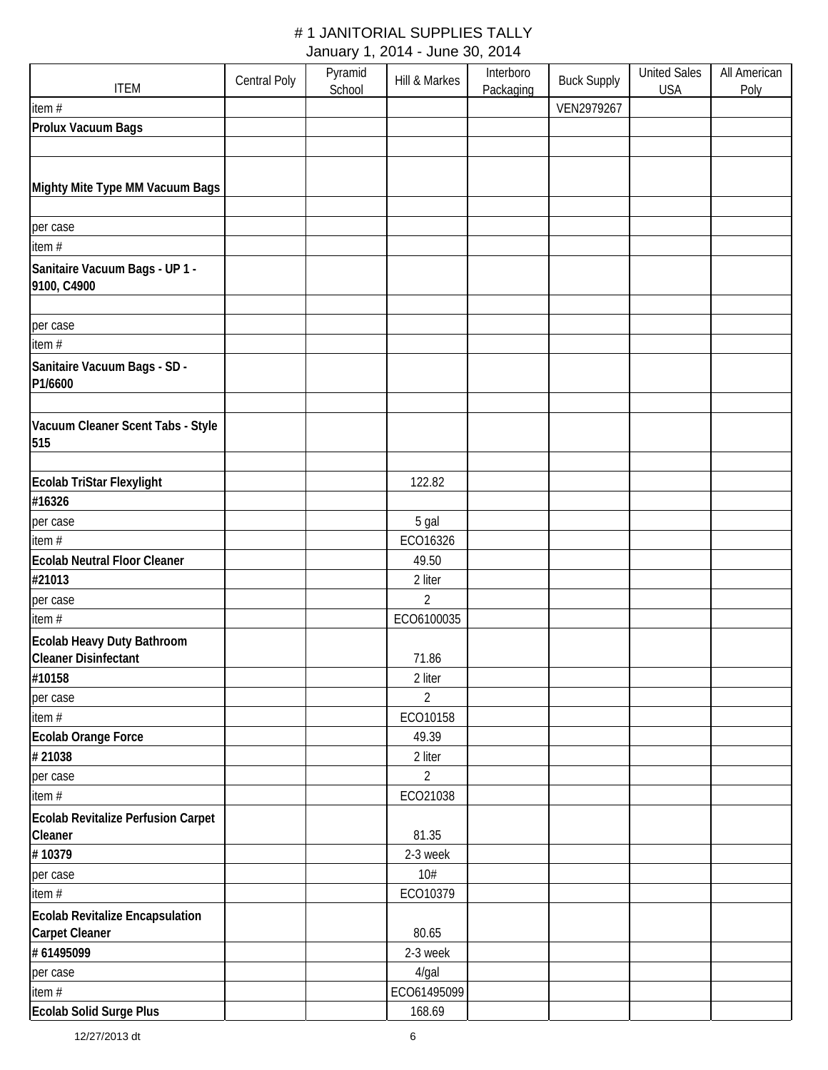# # 1 JANITORIAL SUPPLIES TALLY

January 1, 2014 - June 30, 2014

| ITEM | Central Poly | Pyramid School | Hill & Markes | Interboro Packaging | Buck Supply | United Sales USA | All American Poly |
|---|---|---|---|---|---|---|---|
| item # | | | | | VEN2979267 | | |
| **Prolux Vacuum Bags** | | | | | | | |
| | | | | | | | |
| **Mighty Mite Type MM Vacuum Bags** | | | | | | | |
| | | | | | | | |
| per case | | | | | | | |
| item # | | | | | | | |
| **Sanitaire Vacuum Bags - UP 1 - 9100, C4900** | | | | | | | |
| | | | | | | | |
| per case | | | | | | | |
| item # | | | | | | | |
| **Sanitaire Vacuum Bags - SD - P1/6600** | | | | | | | |
| | | | | | | | |
| **Vacuum Cleaner Scent Tabs - Style 515** | | | | | | | |
| | | | | | | | |
| **Ecolab TriStar Flexylight** | | | 122.82 | | | | |
| **#16326** | | | | | | | |
| per case | | | 5 gal | | | | |
| item # | | | ECO16326 | | | | |
| **Ecolab Neutral Floor Cleaner** | | | 49.50 | | | | |
| **#21013** | | | 2 liter | | | | |
| per case | | | 2 | | | | |
| item # | | | ECO6100035 | | | | |
| **Ecolab Heavy Duty Bathroom Cleaner Disinfectant** | | | 71.86 | | | | |
| **#10158** | | | 2 liter | | | | |
| per case | | | 2 | | | | |
| item # | | | ECO10158 | | | | |
| **Ecolab Orange Force** | | | 49.39 | | | | |
| **# 21038** | | | 2 liter | | | | |
| per case | | | 2 | | | | |
| item # | | | ECO21038 | | | | |
| **Ecolab Revitalize Perfusion Carpet Cleaner** | | | 81.35 | | | | |
| **# 10379** | | | 2-3 week | | | | |
| per case | | | 10# | | | | |
| item # | | | ECO10379 | | | | |
| **Ecolab Revitalize Encapsulation Carpet Cleaner** | | | 80.65 | | | | |
| **# 61495099** | | | 2-3 week | | | | |
| per case | | | 4/gal | | | | |
| item # | | | ECO61495099 | | | | |
| **Ecolab Solid Surge Plus** | | | 168.69 | | | | |

12/27/2013 dt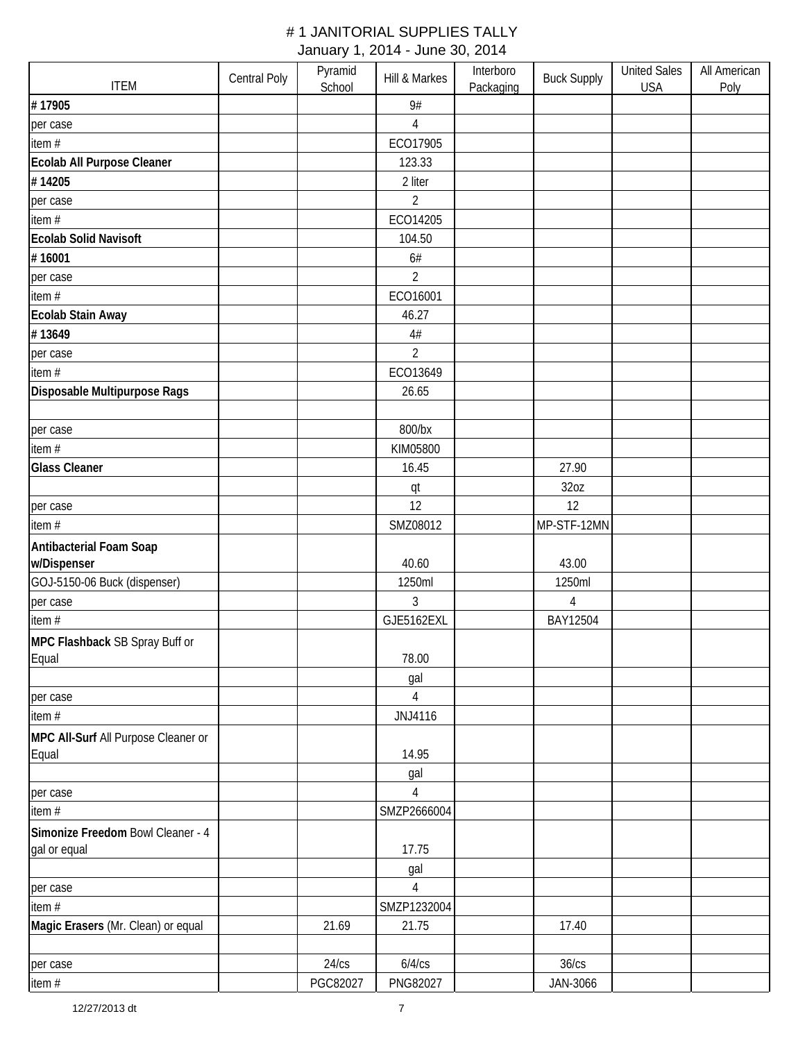# # 1 JANITORIAL SUPPLIES TALLY

January 1, 2014 - June 30, 2014

| ITEM | Central Poly | Pyramid School | Hill & Markes | Interboro Packaging | Buck Supply | United Sales USA | All American Poly |
|---|---|---|---|---|---|---|---|
| **# 17905** | | | 9# | | | | |
| per case | | | 4 | | | | |
| item # | | | ECO17905 | | | | |
| **Ecolab All Purpose Cleaner** | | | 123.33 | | | | |
| **# 14205** | | | 2 liter | | | | |
| per case | | | 2 | | | | |
| item # | | | ECO14205 | | | | |
| **Ecolab Solid Navisoft** | | | 104.50 | | | | |
| **# 16001** | | | 6# | | | | |
| per case | | | 2 | | | | |
| item # | | | ECO16001 | | | | |
| **Ecolab Stain Away** | | | 46.27 | | | | |
| **# 13649** | | | 4# | | | | |
| per case | | | 2 | | | | |
| item # | | | ECO13649 | | | | |
| **Disposable Multipurpose Rags** | | | 26.65 | | | | |
| | | | | | | | |
| per case | | | 800/bx | | | | |
| item # | | | KIM05800 | | | | |
| **Glass Cleaner** | | | 16.45 | | 27.90 | | |
| | | | qt | | 32oz | | |
| per case | | | 12 | | 12 | | |
| item # | | | SMZ08012 | | MP-STF-12MN | | |
| **Antibacterial Foam Soap w/Dispenser** | | | 40.60 | | 43.00 | | |
| GOJ-5150-06 Buck (dispenser) | | | 1250ml | | 1250ml | | |
| per case | | | 3 | | 4 | | |
| item # | | | GJE5162EXL | | BAY12504 | | |
| **MPC Flashback** SB Spray Buff or Equal | | | 78.00 | | | | |
| | | | gal | | | | |
| per case | | | 4 | | | | |
| item # | | | JNJ4116 | | | | |
| **MPC All-Surf** All Purpose Cleaner or Equal | | | 14.95 | | | | |
| | | | gal | | | | |
| per case | | | 4 | | | | |
| item # | | | SMZP2666004 | | | | |
| **Simonize Freedom** Bowl Cleaner - 4 gal or equal | | | 17.75 | | | | |
| | | | gal | | | | |
| per case | | | 4 | | | | |
| item # | | | SMZP1232004 | | | | |
| **Magic Erasers** (Mr. Clean) or equal | | 21.69 | 21.75 | | 17.40 | | |
| | | | | | | | |
| per case | | 24/cs | 6/4/cs | | 36/cs | | |
| item # | | PGC82027 | PNG82027 | | JAN-3066 | | |

12/27/2013 dt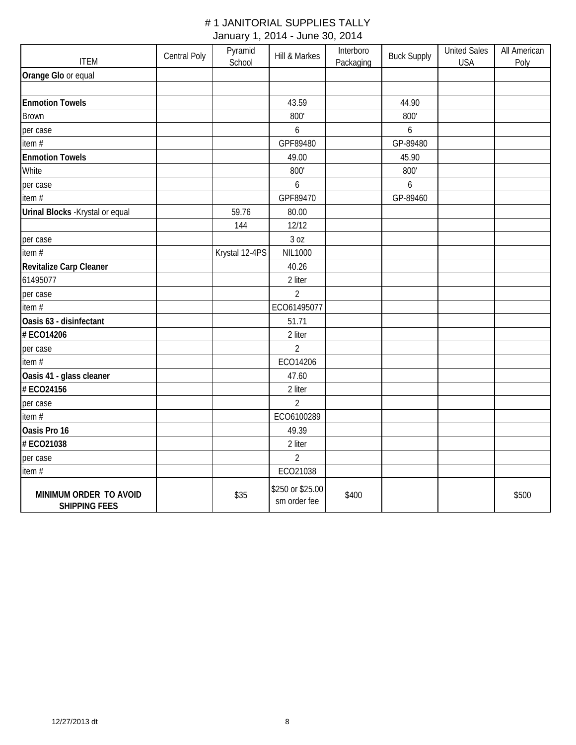# # 1 JANITORIAL SUPPLIES TALLY

January 1, 2014 - June 30, 2014

| ITEM | Central Poly | Pyramid School | Hill & Markes | Interboro Packaging | Buck Supply | United Sales USA | All American Poly |
|---|---|---|---|---|---|---|---|
| **Orange Glo** or equal | | | | | | | |
| | | | | | | | |
| **Enmotion Towels** | | | 43.59 | | 44.90 | | |
| Brown | | | 800' | | 800' | | |
| per case | | | 6 | | 6 | | |
| item # | | | GPF89480 | | GP-89480 | | |
| **Enmotion Towels** | | | 49.00 | | 45.90 | | |
| White | | | 800' | | 800' | | |
| per case | | | 6 | | 6 | | |
| item # | | | GPF89470 | | GP-89460 | | |
| **Urinal Blocks** -Krystal or equal | | 59.76 | 80.00 | | | | |
| | | 144 | 12/12 | | | | |
| per case | | | 3 oz | | | | |
| item # | | Krystal 12-4PS | NIL1000 | | | | |
| **Revitalize Carp Cleaner** | | | 40.26 | | | | |
| 61495077 | | | 2 liter | | | | |
| per case | | | 2 | | | | |
| item # | | | ECO61495077 | | | | |
| **Oasis 63 - disinfectant** | | | 51.71 | | | | |
| **# ECO14206** | | | 2 liter | | | | |
| per case | | | 2 | | | | |
| item # | | | ECO14206 | | | | |
| **Oasis 41 - glass cleaner** | | | 47.60 | | | | |
| **# ECO24156** | | | 2 liter | | | | |
| per case | | | 2 | | | | |
| item # | | | ECO6100289 | | | | |
| **Oasis Pro 16** | | | 49.39 | | | | |
| **# ECO21038** | | | 2 liter | | | | |
| per case | | | 2 | | | | |
| item # | | | ECO21038 | | | | |
| **MINIMUM ORDER TO AVOID SHIPPING FEES** | | $35 | $250 or $25.00 sm order fee | $400 | | | $500 |

12/27/2013 dt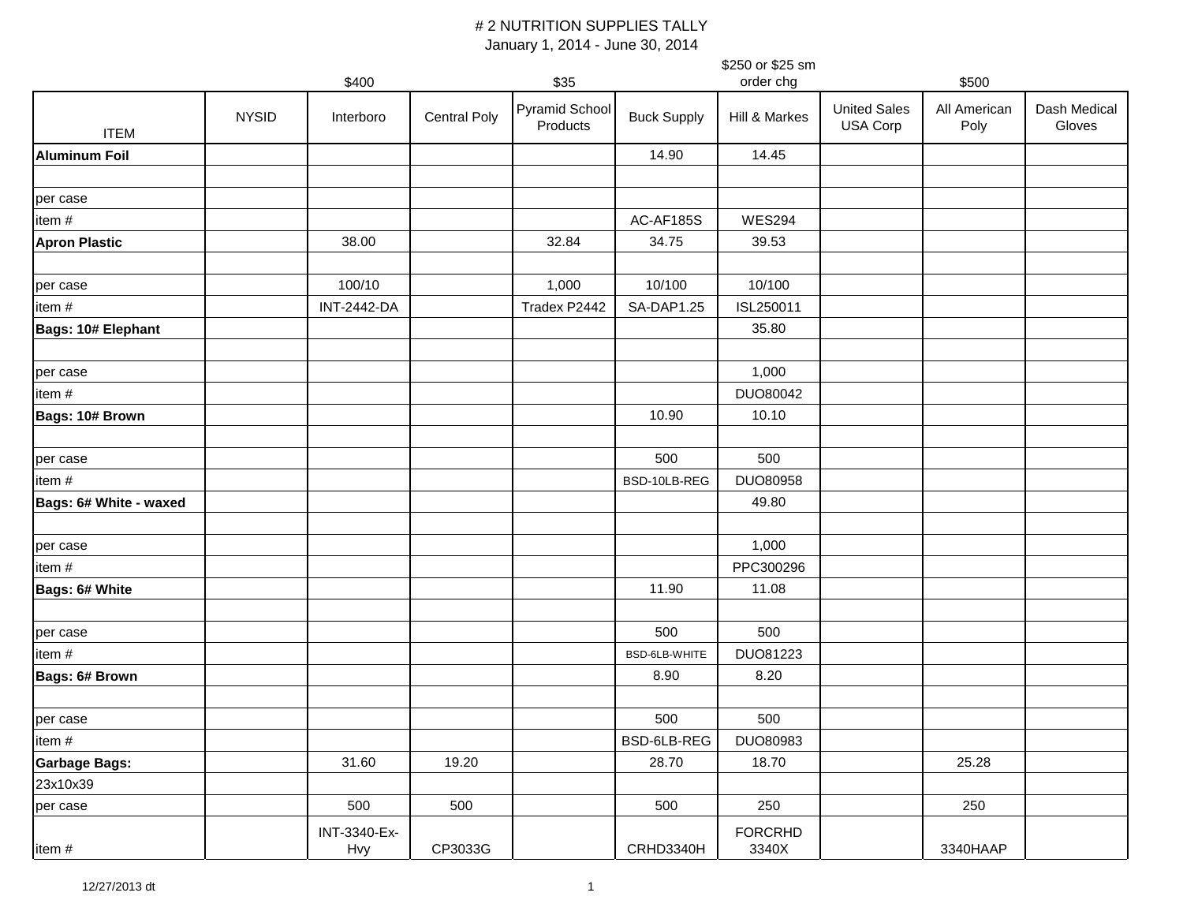# # 2 NUTRITION SUPPLIES TALLY

January 1, 2014 - June 30, 2014

| ITEM | NYSID | Interboro | Central Poly | Pyramid School Products | Buck Supply | Hill & Markes | United Sales USA Corp | All American Poly | Dash Medical Gloves |
|---|---|---|---|---|---|---|---|---|---|
| | | $400 | | $35 | | $250 or $25 sm order chg | | $500 | |
| **Aluminum Foil** | | | | | 14.90 | 14.45 | | | |
| | | | | | | | | | |
| per case | | | | | | | | | |
| item # | | | | | AC-AF185S | WES294 | | | |
| **Apron Plastic** | | 38.00 | | 32.84 | 34.75 | 39.53 | | | |
| | | | | | | | | | |
| per case | | 100/10 | | 1,000 | 10/100 | 10/100 | | | |
| item # | | INT-2442-DA | | Tradex P2442 | SA-DAP1.25 | ISL250011 | | | |
| **Bags: 10# Elephant** | | | | | | 35.80 | | | |
| | | | | | | | | | |
| per case | | | | | | 1,000 | | | |
| item # | | | | | | DUO80042 | | | |
| **Bags: 10# Brown** | | | | | 10.90 | 10.10 | | | |
| | | | | | | | | | |
| per case | | | | | 500 | 500 | | | |
| item # | | | | | BSD-10LB-REG | DUO80958 | | | |
| **Bags: 6# White - waxed** | | | | | | 49.80 | | | |
| | | | | | | | | | |
| per case | | | | | | 1,000 | | | |
| item # | | | | | | PPC300296 | | | |
| **Bags: 6# White** | | | | | 11.90 | 11.08 | | | |
| | | | | | | | | | |
| per case | | | | | 500 | 500 | | | |
| item # | | | | | BSD-6LB-WHITE | DUO81223 | | | |
| **Bags: 6# Brown** | | | | | 8.90 | 8.20 | | | |
| | | | | | | | | | |
| per case | | | | | 500 | 500 | | | |
| item # | | | | | BSD-6LB-REG | DUO80983 | | | |
| **Garbage Bags:** | | 31.60 | 19.20 | | 28.70 | 18.70 | | 25.28 | |
| 23x10x39 | | | | | | | | | |
| per case | | 500 | 500 | | 500 | 250 | | 250 | |
| item # | | INT-3340-Ex-Hvy | CP3033G | | CRHD3340H | FORCRHD 3340X | | 3340HAAP | |

12/27/2013 dt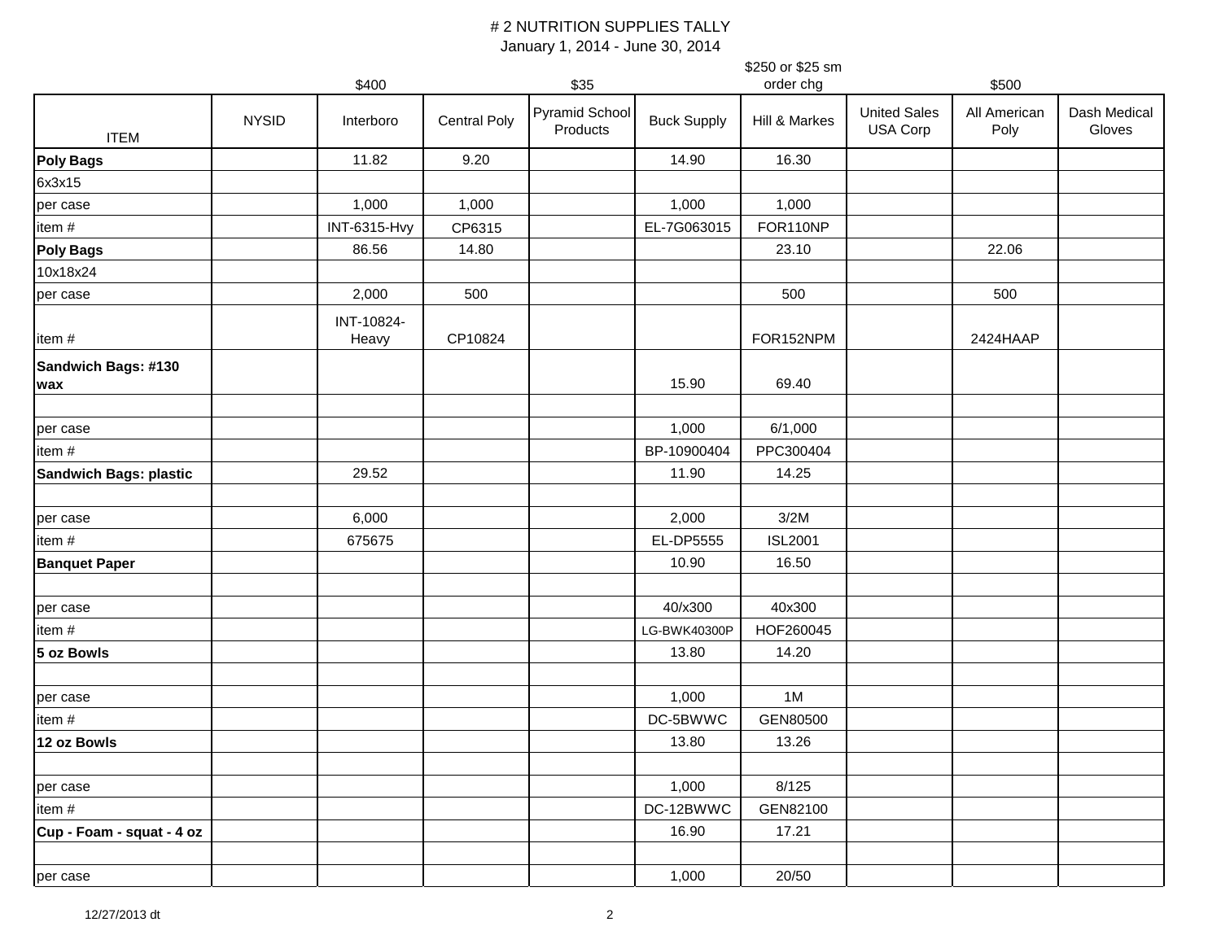# # 2 NUTRITION SUPPLIES TALLY

January 1, 2014 - June 30, 2014

| | | $400 | | $35 | | $250 or $25 sm order chg | | $500 | |
|---|---|---|---|---|---|---|---|---|---|
| ITEM | NYSID | Interboro | Central Poly | Pyramid School Products | Buck Supply | Hill & Markes | United Sales USA Corp | All American Poly | Dash Medical Gloves |
| **Poly Bags** | | 11.82 | 9.20 | | 14.90 | 16.30 | | | |
| 6x3x15 | | | | | | | | | |
| per case | | 1,000 | 1,000 | | 1,000 | 1,000 | | | |
| item # | | INT-6315-Hvy | CP6315 | | EL-7G063015 | FOR110NP | | | |
| **Poly Bags** | | 86.56 | 14.80 | | | 23.10 | | 22.06 | |
| 10x18x24 | | | | | | | | | |
| per case | | 2,000 | 500 | | | 500 | | 500 | |
| item # | | INT-10824-Heavy | CP10824 | | | FOR152NPM | | 2424HAAP | |
| **Sandwich Bags: #130 wax** | | | | | 15.90 | 69.40 | | | |
| | | | | | | | | | |
| per case | | | | | 1,000 | 6/1,000 | | | |
| item # | | | | | BP-10900404 | PPC300404 | | | |
| **Sandwich Bags: plastic** | | 29.52 | | | 11.90 | 14.25 | | | |
| | | | | | | | | | |
| per case | | 6,000 | | | 2,000 | 3/2M | | | |
| item # | | 675675 | | | EL-DP5555 | ISL2001 | | | |
| **Banquet Paper** | | | | | 10.90 | 16.50 | | | |
| | | | | | | | | | |
| per case | | | | | 40/x300 | 40x300 | | | |
| item # | | | | | LG-BWK40300P | HOF260045 | | | |
| **5 oz Bowls** | | | | | 13.80 | 14.20 | | | |
| | | | | | | | | | |
| per case | | | | | 1,000 | 1M | | | |
| item # | | | | | DC-5BWWC | GEN80500 | | | |
| **12 oz Bowls** | | | | | 13.80 | 13.26 | | | |
| | | | | | | | | | |
| per case | | | | | 1,000 | 8/125 | | | |
| item # | | | | | DC-12BWWC | GEN82100 | | | |
| **Cup - Foam - squat - 4 oz** | | | | | 16.90 | 17.21 | | | |
| | | | | | | | | | |
| per case | | | | | 1,000 | 20/50 | | | |

12/27/2013 dt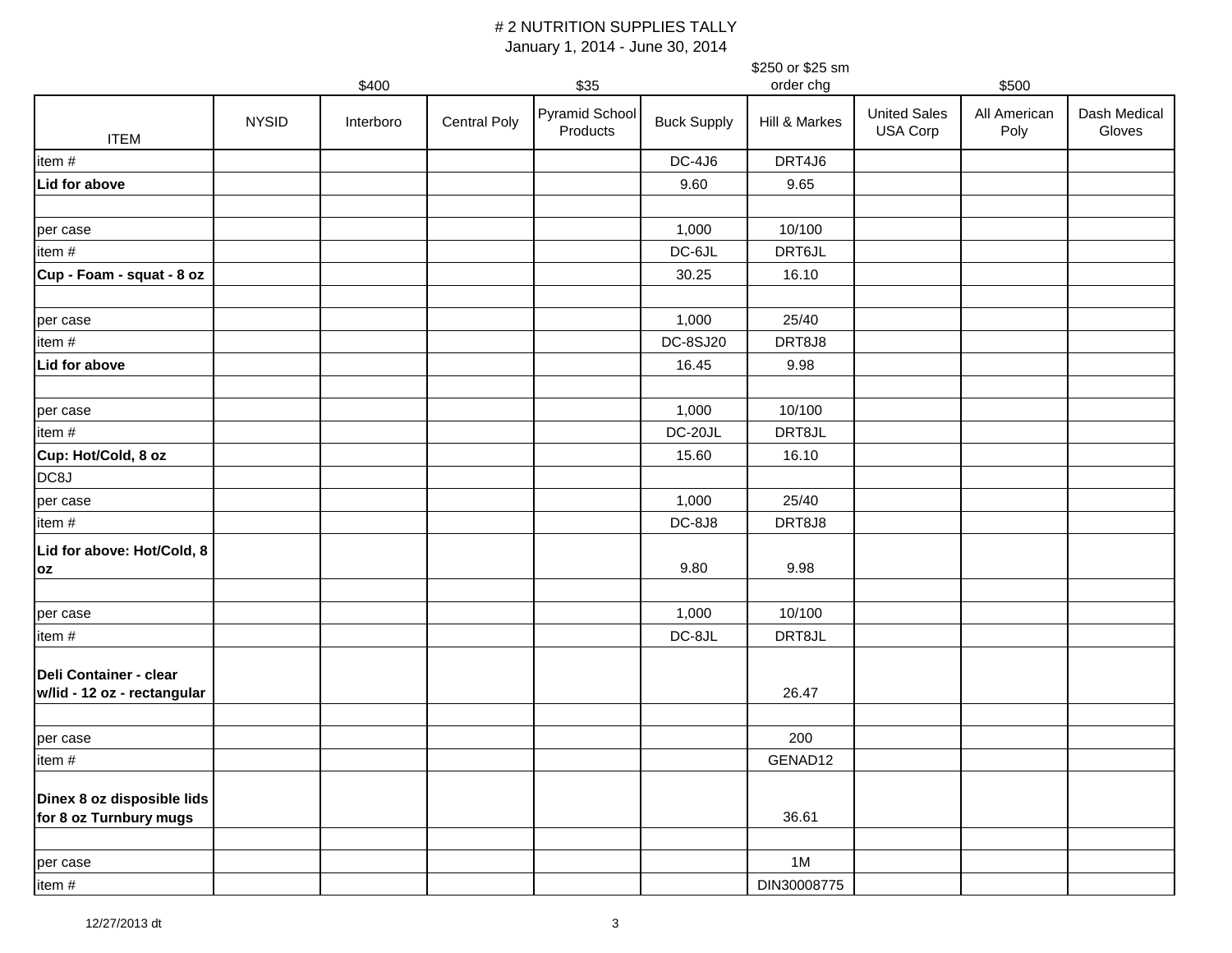# # 2 NUTRITION SUPPLIES TALLY

January 1, 2014 - June 30, 2014

| ITEM | NYSID | Interboro | Central Poly | Pyramid School Products | Buck Supply | Hill & Markes | United Sales USA Corp | All American Poly | Dash Medical Gloves |
|---|---|---|---|---|---|---|---|---|---|
| | | $400 | | $35 | | $250 or $25 sm order chg | | $500 | |
| item # | | | | | DC-4J6 | DRT4J6 | | | |
| **Lid for above** | | | | | 9.60 | 9.65 | | | |
| | | | | | | | | | |
| per case | | | | | 1,000 | 10/100 | | | |
| item # | | | | | DC-6JL | DRT6JL | | | |
| **Cup - Foam - squat - 8 oz** | | | | | 30.25 | 16.10 | | | |
| | | | | | | | | | |
| per case | | | | | 1,000 | 25/40 | | | |
| item # | | | | | DC-8SJ20 | DRT8J8 | | | |
| **Lid for above** | | | | | 16.45 | 9.98 | | | |
| | | | | | | | | | |
| per case | | | | | 1,000 | 10/100 | | | |
| item # | | | | | DC-20JL | DRT8JL | | | |
| **Cup: Hot/Cold, 8 oz** | | | | | 15.60 | 16.10 | | | |
| DC8J | | | | | | | | | |
| per case | | | | | 1,000 | 25/40 | | | |
| item # | | | | | DC-8J8 | DRT8J8 | | | |
| **Lid for above: Hot/Cold, 8 oz** | | | | | 9.80 | 9.98 | | | |
| | | | | | | | | | |
| per case | | | | | 1,000 | 10/100 | | | |
| item # | | | | | DC-8JL | DRT8JL | | | |
| **Deli Container - clear w/lid - 12 oz - rectangular** | | | | | | 26.47 | | | |
| | | | | | | | | | |
| per case | | | | | | 200 | | | |
| item # | | | | | | GENAD12 | | | |
| **Dinex 8 oz disposible lids for 8 oz Turnbury mugs** | | | | | | 36.61 | | | |
| | | | | | | | | | |
| per case | | | | | | 1M | | | |
| item # | | | | | | DIN30008775 | | | |

12/27/2013 dt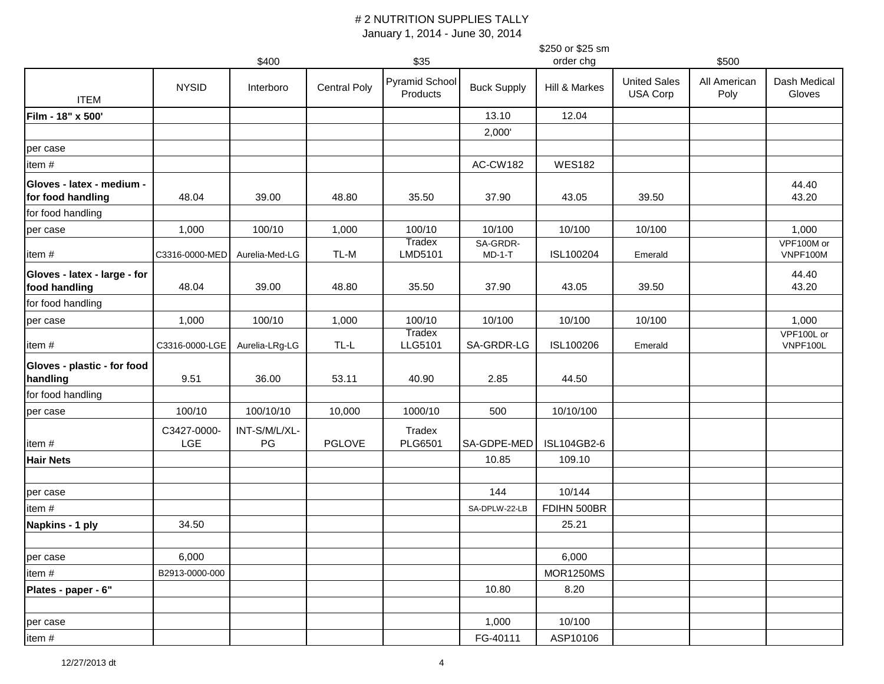# # 2 NUTRITION SUPPLIES TALLY

January 1, 2014 - June 30, 2014

| | | $400 | | $35 | | $250 or $25 sm order chg | | $500 | |
|---|---|---|---|---|---|---|---|---|---|
| ITEM | NYSID | Interboro | Central Poly | Pyramid School Products | Buck Supply | Hill & Markes | United Sales USA Corp | All American Poly | Dash Medical Gloves |
| **Film - 18" x 500'** | | | | | 13.10 | 12.04 | | | |
| | | | | | 2,000' | | | | |
| per case | | | | | | | | | |
| item # | | | | | AC-CW182 | WES182 | | | |
| **Gloves - latex - medium - for food handling** | 48.04 | 39.00 | 48.80 | 35.50 | 37.90 | 43.05 | 39.50 | | 44.40 43.20 |
| for food handling | | | | | | | | | |
| per case | 1,000 | 100/10 | 1,000 | 100/10 | 10/100 | 10/100 | 10/100 | | 1,000 |
| item # | C3316-0000-MED | Aurelia-Med-LG | TL-M | Tradex LMD5101 | SA-GRDR-MD-1-T | ISL100204 | Emerald | | VPF100M or VNPF100M |
| **Gloves - latex - large - for food handling** | 48.04 | 39.00 | 48.80 | 35.50 | 37.90 | 43.05 | 39.50 | | 44.40 43.20 |
| for food handling | | | | | | | | | |
| per case | 1,000 | 100/10 | 1,000 | 100/10 | 10/100 | 10/100 | 10/100 | | 1,000 |
| item # | C3316-0000-LGE | Aurelia-LRg-LG | TL-L | Tradex LLG5101 | SA-GRDR-LG | ISL100206 | Emerald | | VPF100L or VNPF100L |
| **Gloves - plastic - for food handling** | 9.51 | 36.00 | 53.11 | 40.90 | 2.85 | 44.50 | | | |
| for food handling | | | | | | | | | |
| per case | 100/10 | 100/10/10 | 10,000 | 1000/10 | 500 | 10/10/100 | | | |
| item # | C3427-0000-LGE | INT-S/M/L/XL-PG | PGLOVE | Tradex PLG6501 | SA-GDPE-MED | ISL104GB2-6 | | | |
| **Hair Nets** | | | | | 10.85 | 109.10 | | | |
| | | | | | | | | | |
| per case | | | | | 144 | 10/144 | | | |
| item # | | | | | SA-DPLW-22-LB | FDIHN 500BR | | | |
| **Napkins - 1 ply** | 34.50 | | | | | 25.21 | | | |
| | | | | | | | | | |
| per case | 6,000 | | | | | 6,000 | | | |
| item # | B2913-0000-000 | | | | | MOR1250MS | | | |
| **Plates - paper - 6"** | | | | | 10.80 | 8.20 | | | |
| | | | | | | | | | |
| per case | | | | | 1,000 | 10/100 | | | |
| item # | | | | | FG-40111 | ASP10106 | | | |

12/27/2013 dt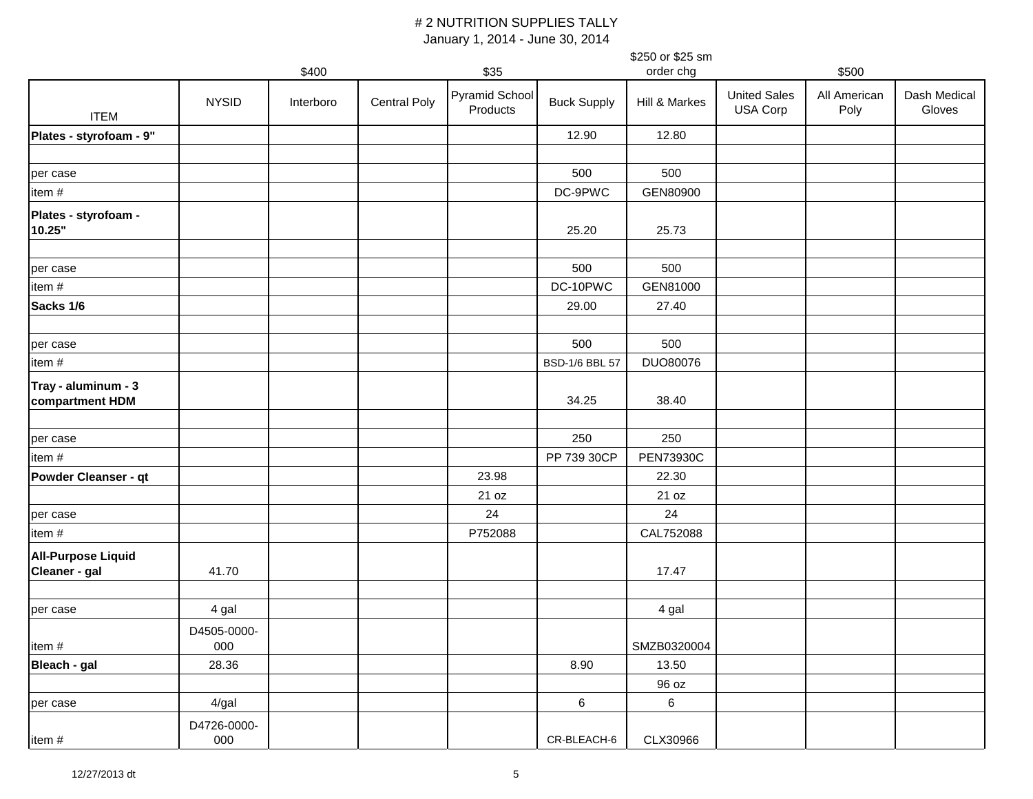# # 2 NUTRITION SUPPLIES TALLY

January 1, 2014 - June 30, 2014

| | | $400 | | $35 | | $250 or $25 sm order chg | | $500 | |
|---|---|---|---|---|---|---|---|---|---|
| ITEM | NYSID | Interboro | Central Poly | Pyramid School Products | Buck Supply | Hill & Markes | United Sales USA Corp | All American Poly | Dash Medical Gloves |
| **Plates - styrofoam - 9"** | | | | | 12.90 | 12.80 | | | |
| | | | | | | | | | |
| per case | | | | | 500 | 500 | | | |
| item # | | | | | DC-9PWC | GEN80900 | | | |
| **Plates - styrofoam - 10.25"** | | | | | 25.20 | 25.73 | | | |
| | | | | | | | | | |
| per case | | | | | 500 | 500 | | | |
| item # | | | | | DC-10PWC | GEN81000 | | | |
| **Sacks 1/6** | | | | | 29.00 | 27.40 | | | |
| | | | | | | | | | |
| per case | | | | | 500 | 500 | | | |
| item # | | | | | BSD-1/6 BBL 57 | DUO80076 | | | |
| **Tray - aluminum - 3 compartment HDM** | | | | | 34.25 | 38.40 | | | |
| | | | | | | | | | |
| per case | | | | | 250 | 250 | | | |
| item # | | | | | PP 739 30CP | PEN73930C | | | |
| **Powder Cleanser - qt** | | | | 23.98 | | 22.30 | | | |
| | | | | 21 oz | | 21 oz | | | |
| per case | | | | 24 | | 24 | | | |
| item # | | | | P752088 | | CAL752088 | | | |
| **All-Purpose Liquid Cleaner - gal** | 41.70 | | | | | 17.47 | | | |
| | | | | | | | | | |
| per case | 4 gal | | | | | 4 gal | | | |
| item # | D4505-0000-000 | | | | | SMZB0320004 | | | |
| **Bleach - gal** | 28.36 | | | | 8.90 | 13.50 | | | |
| | | | | | | 96 oz | | | |
| per case | 4/gal | | | | 6 | 6 | | | |
| item # | D4726-0000-000 | | | | CR-BLEACH-6 | CLX30966 | | | |

12/27/2013 dt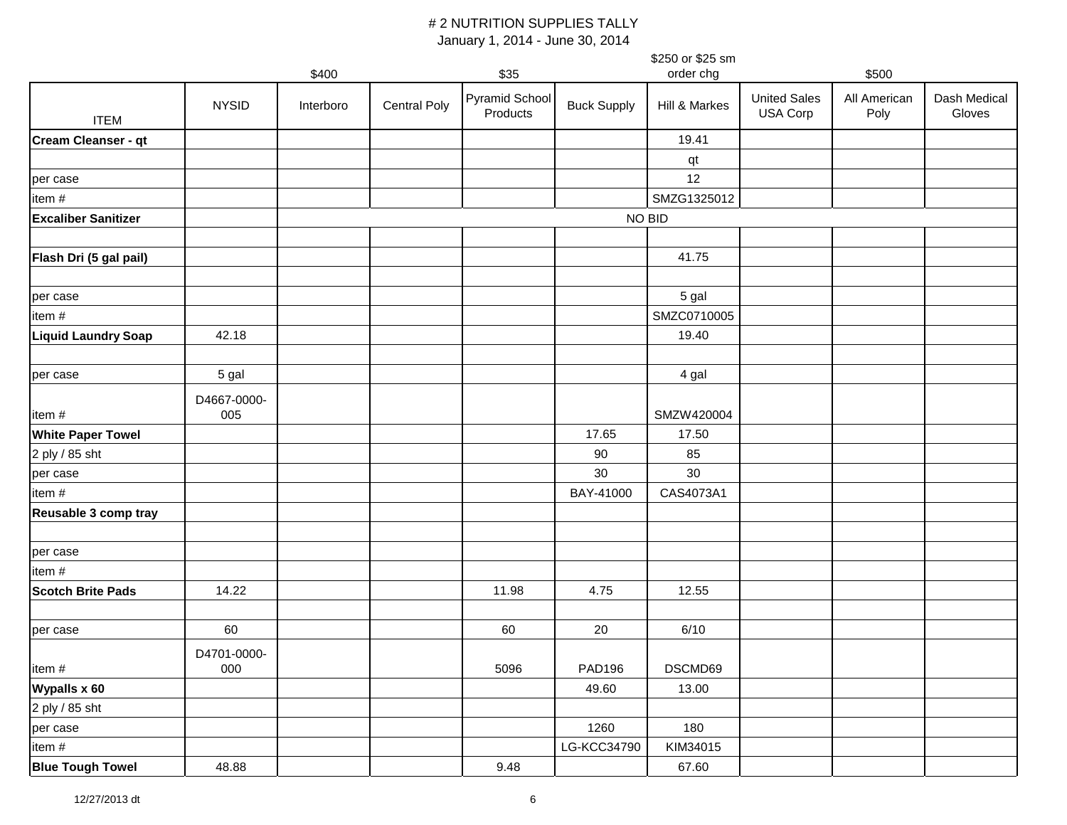# # 2 NUTRITION SUPPLIES TALLY

January 1, 2014 - June 30, 2014

| ITEM | NYSID | Interboro | Central Poly | Pyramid School Products | Buck Supply | Hill & Markes | United Sales USA Corp | All American Poly | Dash Medical Gloves |
|---|---|---|---|---|---|---|---|---|---|
| | | $400 | | $35 | | $250 or $25 sm order chg | | $500 | |
| **Cream Cleanser - qt** | | | | | | 19.41 | | | |
| | | | | | | qt | | | |
| per case | | | | | | 12 | | | |
| item # | | | | | | SMZG1325012 | | | |
| **Excaliber Sanitizer** | | NO BID | | | | | | | |
| | | | | | | | | | |
| **Flash Dri (5 gal pail)** | | | | | | 41.75 | | | |
| | | | | | | | | | |
| per case | | | | | | 5 gal | | | |
| item # | | | | | | SMZC0710005 | | | |
| **Liquid Laundry Soap** | 42.18 | | | | | 19.40 | | | |
| | | | | | | | | | |
| per case | 5 gal | | | | | 4 gal | | | |
| item # | D4667-0000-005 | | | | | SMZW420004 | | | |
| **White Paper Towel** | | | | | 17.65 | 17.50 | | | |
| 2 ply / 85 sht | | | | | 90 | 85 | | | |
| per case | | | | | 30 | 30 | | | |
| item # | | | | | BAY-41000 | CAS4073A1 | | | |
| **Reusable 3 comp tray** | | | | | | | | | |
| | | | | | | | | | |
| per case | | | | | | | | | |
| item # | | | | | | | | | |
| **Scotch Brite Pads** | 14.22 | | | 11.98 | 4.75 | 12.55 | | | |
| | | | | | | | | | |
| per case | 60 | | | 60 | 20 | 6/10 | | | |
| item # | D4701-0000-000 | | | 5096 | PAD196 | DSCMD69 | | | |
| **Wypalls x 60** | | | | | 49.60 | 13.00 | | | |
| 2 ply / 85 sht | | | | | | | | | |
| per case | | | | | 1260 | 180 | | | |
| item # | | | | | LG-KCC34790 | KIM34015 | | | |
| **Blue Tough Towel** | 48.88 | | | 9.48 | | 67.60 | | | |

12/27/2013 dt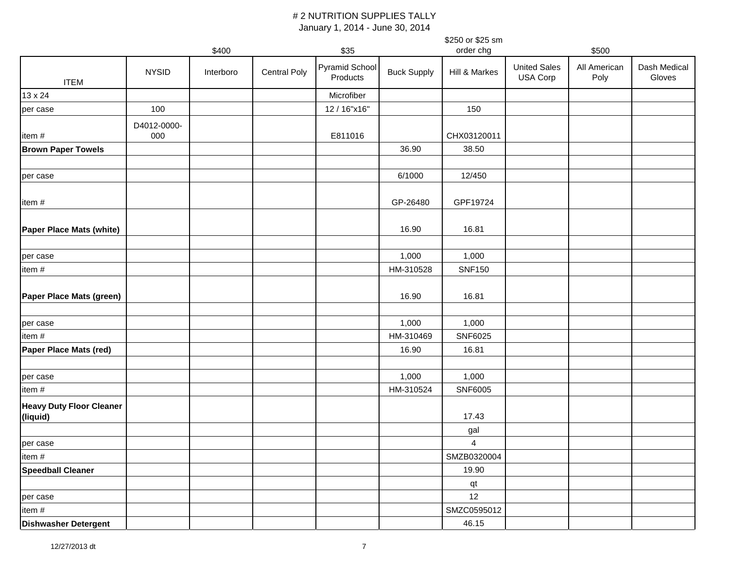# # 2 NUTRITION SUPPLIES TALLY

January 1, 2014 - June 30, 2014

| ITEM | NYSID | Interboro $400 | Central Poly | Pyramid School Products $35 | Buck Supply | Hill & Markes $250 or $25 sm order chg | United Sales USA Corp | All American Poly $500 | Dash Medical Gloves |
|---|---|---|---|---|---|---|---|---|---|
| 13 x 24 | | | | Microfiber | | | | | |
| per case | 100 | | | 12 / 16"x16" | | 150 | | | |
| item # | D4012-0000-000 | | | E811016 | | CHX03120011 | | | |
| **Brown Paper Towels** | | | | | 36.90 | 38.50 | | | |
| | | | | | | | | | |
| per case | | | | | 6/1000 | 12/450 | | | |
| item # | | | | | GP-26480 | GPF19724 | | | |
| **Paper Place Mats (white)** | | | | | 16.90 | 16.81 | | | |
| | | | | | | | | | |
| per case | | | | | 1,000 | 1,000 | | | |
| item # | | | | | HM-310528 | SNF150 | | | |
| **Paper Place Mats (green)** | | | | | 16.90 | 16.81 | | | |
| | | | | | | | | | |
| per case | | | | | 1,000 | 1,000 | | | |
| item # | | | | | HM-310469 | SNF6025 | | | |
| **Paper Place Mats (red)** | | | | | 16.90 | 16.81 | | | |
| | | | | | | | | | |
| per case | | | | | 1,000 | 1,000 | | | |
| item # | | | | | HM-310524 | SNF6005 | | | |
| **Heavy Duty Floor Cleaner (liquid)** | | | | | | 17.43 | | | |
| | | | | | | gal | | | |
| per case | | | | | | 4 | | | |
| item # | | | | | | SMZB0320004 | | | |
| **Speedball Cleaner** | | | | | | 19.90 | | | |
| | | | | | | qt | | | |
| per case | | | | | | 12 | | | |
| item # | | | | | | SMZC0595012 | | | |
| **Dishwasher Detergent** | | | | | | 46.15 | | | |

12/27/2013 dt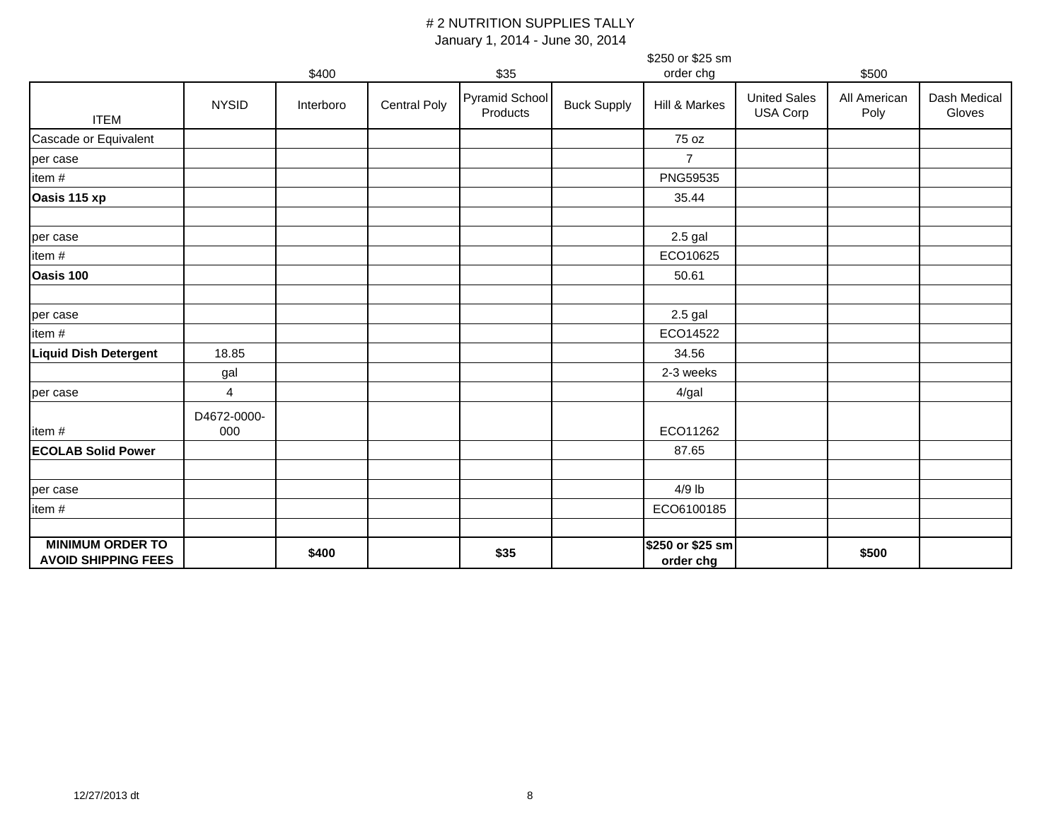# # 2 NUTRITION SUPPLIES TALLY

January 1, 2014 - June 30, 2014

| ITEM | NYSID | Interboro | Central Poly | Pyramid School Products | Buck Supply | Hill & Markes | United Sales USA Corp | All American Poly | Dash Medical Gloves |
|---|---|---|---|---|---|---|---|---|---|
| | | $400 | | $35 | | $250 or $25 sm order chg | | $500 | |
| Cascade or Equivalent | | | | | | 75 oz | | | |
| per case | | | | | | 7 | | | |
| item # | | | | | | PNG59535 | | | |
| **Oasis 115 xp** | | | | | | 35.44 | | | |
| | | | | | | | | | |
| per case | | | | | | 2.5 gal | | | |
| item # | | | | | | ECO10625 | | | |
| **Oasis 100** | | | | | | 50.61 | | | |
| | | | | | | | | | |
| per case | | | | | | 2.5 gal | | | |
| item # | | | | | | ECO14522 | | | |
| **Liquid Dish Detergent** | 18.85 | | | | | 34.56 | | | |
| | gal | | | | | 2-3 weeks | | | |
| per case | 4 | | | | | 4/gal | | | |
| item # | D4672-0000-000 | | | | | ECO11262 | | | |
| **ECOLAB Solid Power** | | | | | | 87.65 | | | |
| | | | | | | | | | |
| per case | | | | | | 4/9 lb | | | |
| item # | | | | | | ECO6100185 | | | |
| | | | | | | | | | |
| **MINIMUM ORDER TO AVOID SHIPPING FEES** | | **$400** | | **$35** | | **$250 or $25 sm order chg** | | **$500** | |

12/27/2013 dt